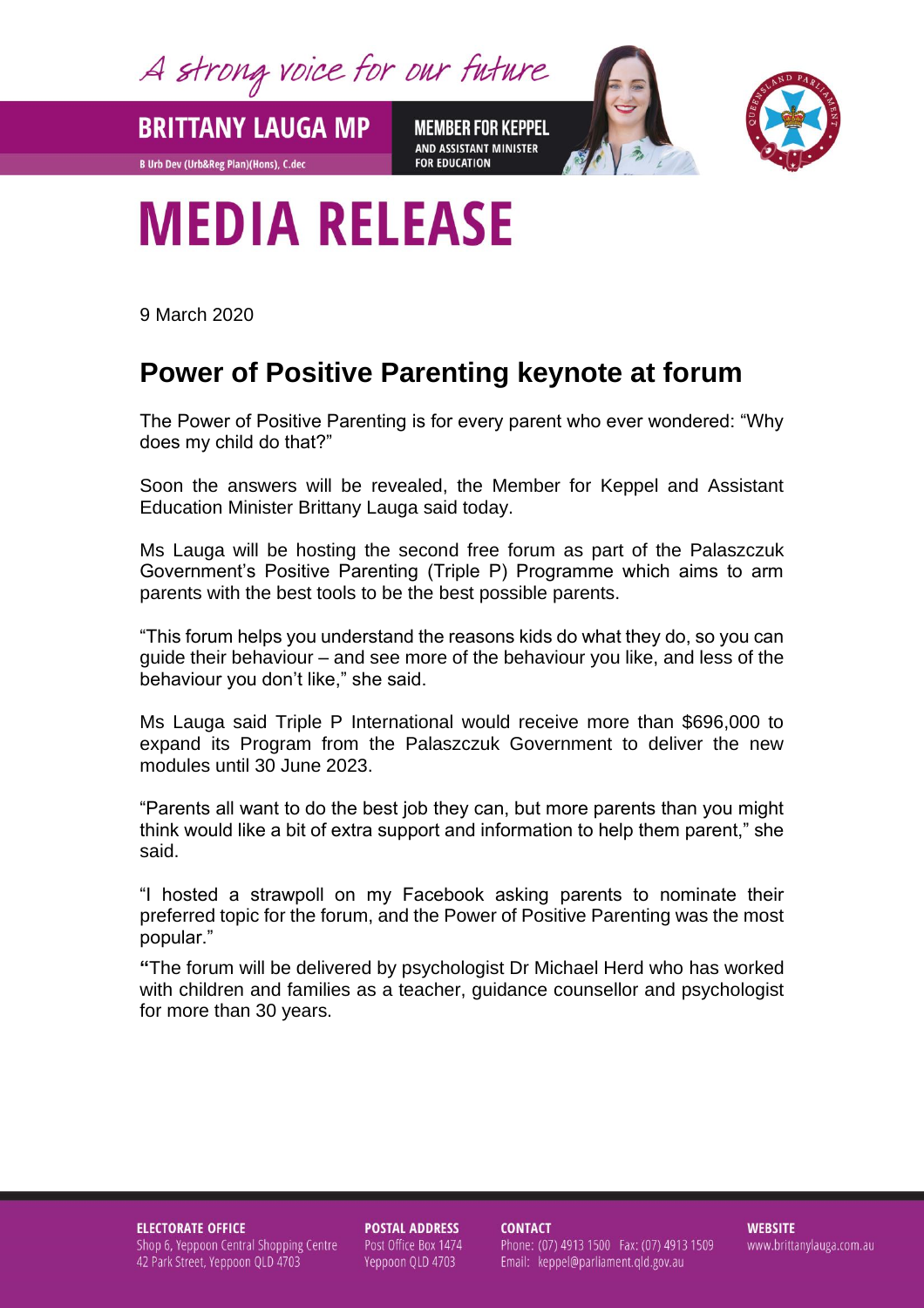A strong voice for our future

**BRITTANY LAUGA MP**

B Urb Dev (Urb&Reg Plan)(Hons), C.dec

**MEMBER FOR KEPPEL**
AND ASSISTANT MINISTER FOR EDUCATION

# MEDIA RELEASE

9 March 2020

## Power of Positive Parenting keynote at forum

The Power of Positive Parenting is for every parent who ever wondered: "Why does my child do that?"

Soon the answers will be revealed, the Member for Keppel and Assistant Education Minister Brittany Lauga said today.

Ms Lauga will be hosting the second free forum as part of the Palaszczuk Government's Positive Parenting (Triple P) Programme which aims to arm parents with the best tools to be the best possible parents.

"This forum helps you understand the reasons kids do what they do, so you can guide their behaviour – and see more of the behaviour you like, and less of the behaviour you don't like," she said.

Ms Lauga said Triple P International would receive more than $696,000 to expand its Program from the Palaszczuk Government to deliver the new modules until 30 June 2023.

"Parents all want to do the best job they can, but more parents than you might think would like a bit of extra support and information to help them parent," she said.

"I hosted a strawpoll on my Facebook asking parents to nominate their preferred topic for the forum, and the Power of Positive Parenting was the most popular."

**"**The forum will be delivered by psychologist Dr Michael Herd who has worked with children and families as a teacher, guidance counsellor and psychologist for more than 30 years.

**ELECTORATE OFFICE**
Shop 6, Yeppoon Central Shopping Centre
42 Park Street, Yeppoon QLD 4703

**POSTAL ADDRESS**
Post Office Box 1474
Yeppoon QLD 4703

**CONTACT**
Phone: (07) 4913 1500 Fax: (07) 4913 1509
Email: keppel@parliament.qld.gov.au

**WEBSITE**
www.brittanylauga.com.au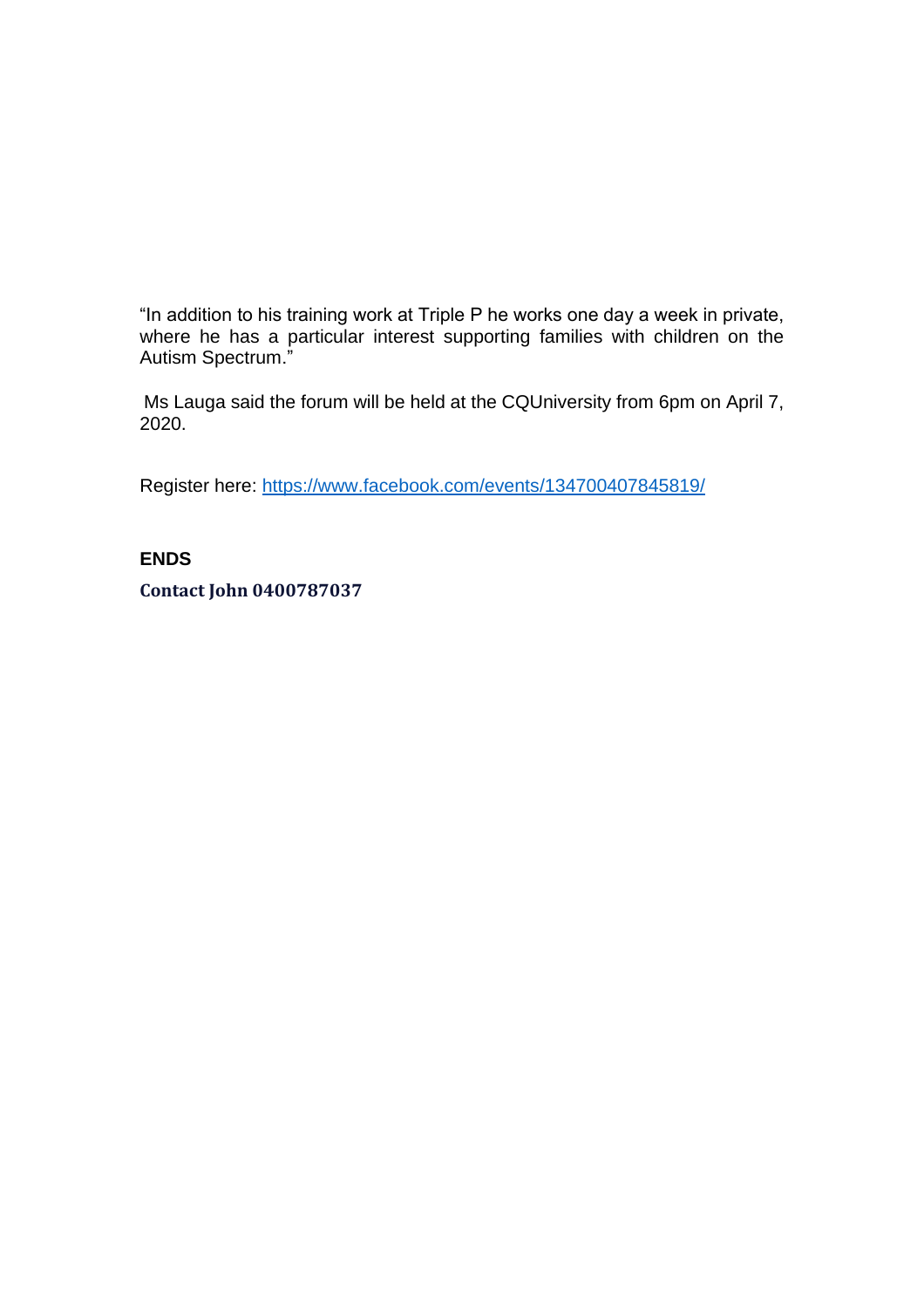"In addition to his training work at Triple P he works one day a week in private, where he has a particular interest supporting families with children on the Autism Spectrum."

Ms Lauga said the forum will be held at the CQUniversity from 6pm on April 7, 2020.

Register here: [https://www.facebook.com/events/134700407845819/](https://www.facebook.com/events/134700407845819/)

**ENDS**

**Contact John 0400787037**